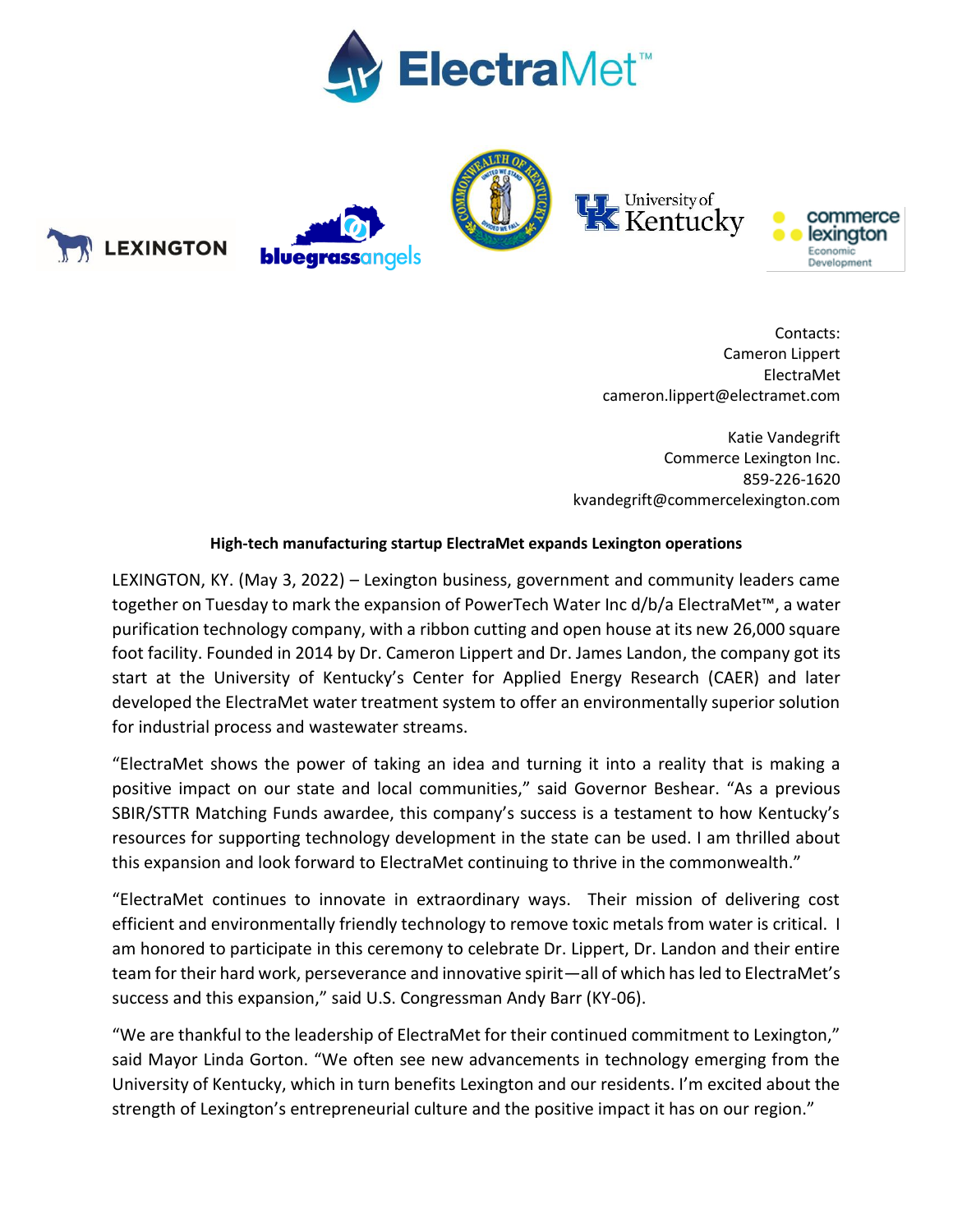Contacts:
Cameron Lippert
ElectraMet
cameron.lippert@electramet.com

Katie Vandegrift
Commerce Lexington Inc.
859-226-1620
kvandegrift@commercelexington.com

**High-tech manufacturing startup ElectraMet expands Lexington operations**

LEXINGTON, KY. (May 3, 2022) – Lexington business, government and community leaders came together on Tuesday to mark the expansion of PowerTech Water Inc d/b/a ElectraMet™, a water purification technology company, with a ribbon cutting and open house at its new 26,000 square foot facility. Founded in 2014 by Dr. Cameron Lippert and Dr. James Landon, the company got its start at the University of Kentucky's Center for Applied Energy Research (CAER) and later developed the ElectraMet water treatment system to offer an environmentally superior solution for industrial process and wastewater streams.

"ElectraMet shows the power of taking an idea and turning it into a reality that is making a positive impact on our state and local communities," said Governor Beshear. "As a previous SBIR/STTR Matching Funds awardee, this company's success is a testament to how Kentucky's resources for supporting technology development in the state can be used. I am thrilled about this expansion and look forward to ElectraMet continuing to thrive in the commonwealth."

"ElectraMet continues to innovate in extraordinary ways. Their mission of delivering cost efficient and environmentally friendly technology to remove toxic metals from water is critical. I am honored to participate in this ceremony to celebrate Dr. Lippert, Dr. Landon and their entire team for their hard work, perseverance and innovative spirit—all of which has led to ElectraMet's success and this expansion," said U.S. Congressman Andy Barr (KY-06).

"We are thankful to the leadership of ElectraMet for their continued commitment to Lexington," said Mayor Linda Gorton. "We often see new advancements in technology emerging from the University of Kentucky, which in turn benefits Lexington and our residents. I'm excited about the strength of Lexington's entrepreneurial culture and the positive impact it has on our region."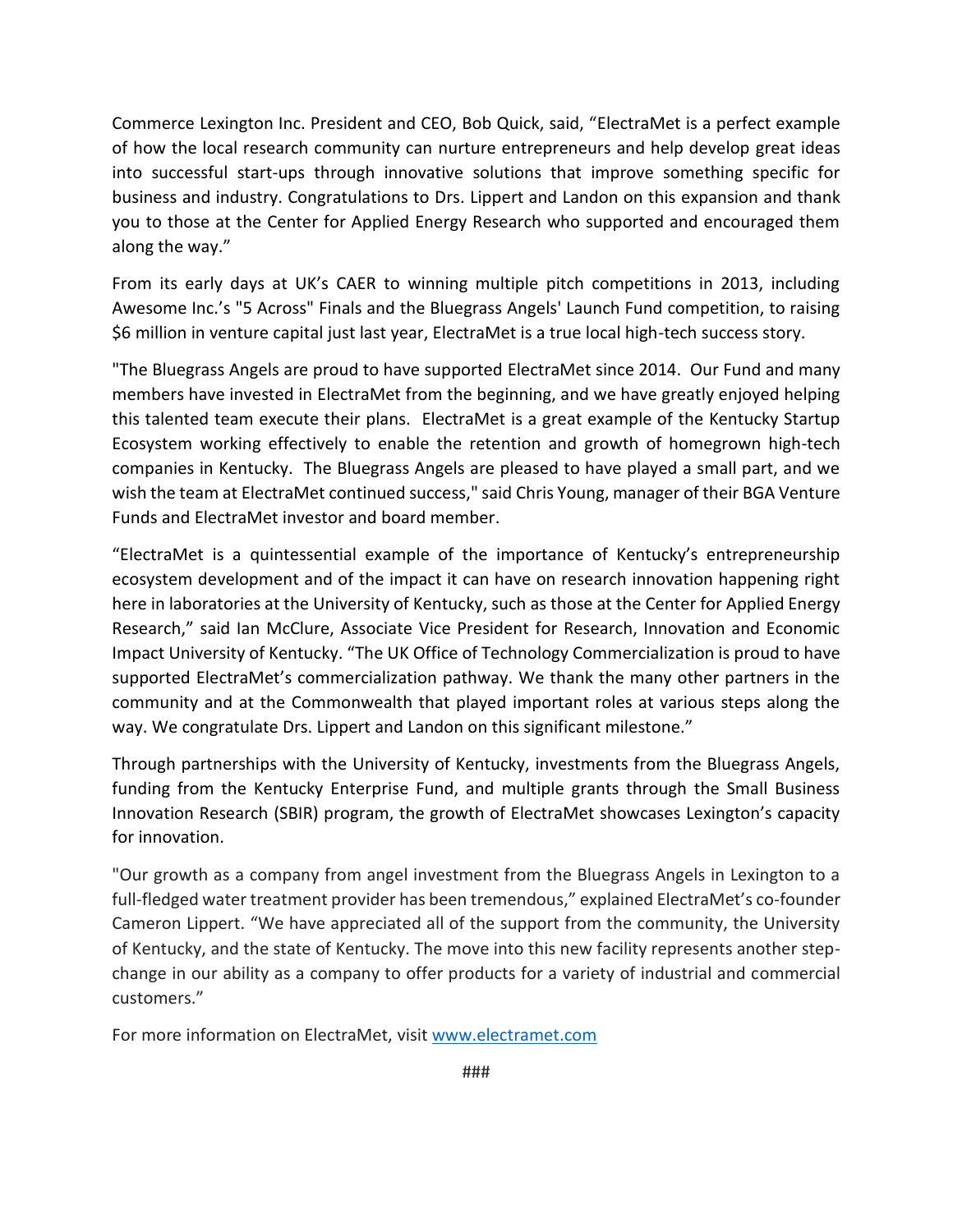Commerce Lexington Inc. President and CEO, Bob Quick, said, “ElectraMet is a perfect example of how the local research community can nurture entrepreneurs and help develop great ideas into successful start-ups through innovative solutions that improve something specific for business and industry. Congratulations to Drs. Lippert and Landon on this expansion and thank you to those at the Center for Applied Energy Research who supported and encouraged them along the way.”

From its early days at UK’s CAER to winning multiple pitch competitions in 2013, including Awesome Inc.’s "5 Across" Finals and the Bluegrass Angels' Launch Fund competition, to raising $6 million in venture capital just last year, ElectraMet is a true local high-tech success story.

"The Bluegrass Angels are proud to have supported ElectraMet since 2014. Our Fund and many members have invested in ElectraMet from the beginning, and we have greatly enjoyed helping this talented team execute their plans. ElectraMet is a great example of the Kentucky Startup Ecosystem working effectively to enable the retention and growth of homegrown high-tech companies in Kentucky. The Bluegrass Angels are pleased to have played a small part, and we wish the team at ElectraMet continued success," said Chris Young, manager of their BGA Venture Funds and ElectraMet investor and board member.

“ElectraMet is a quintessential example of the importance of Kentucky’s entrepreneurship ecosystem development and of the impact it can have on research innovation happening right here in laboratories at the University of Kentucky, such as those at the Center for Applied Energy Research,” said Ian McClure, Associate Vice President for Research, Innovation and Economic Impact University of Kentucky. “The UK Office of Technology Commercialization is proud to have supported ElectraMet’s commercialization pathway. We thank the many other partners in the community and at the Commonwealth that played important roles at various steps along the way. We congratulate Drs. Lippert and Landon on this significant milestone.”

Through partnerships with the University of Kentucky, investments from the Bluegrass Angels, funding from the Kentucky Enterprise Fund, and multiple grants through the Small Business Innovation Research (SBIR) program, the growth of ElectraMet showcases Lexington’s capacity for innovation.

"Our growth as a company from angel investment from the Bluegrass Angels in Lexington to a full-fledged water treatment provider has been tremendous,” explained ElectraMet’s co-founder Cameron Lippert. “We have appreciated all of the support from the community, the University of Kentucky, and the state of Kentucky. The move into this new facility represents another step-change in our ability as a company to offer products for a variety of industrial and commercial customers.”

For more information on ElectraMet, visit [www.electramet.com](http://www.electramet.com)

###